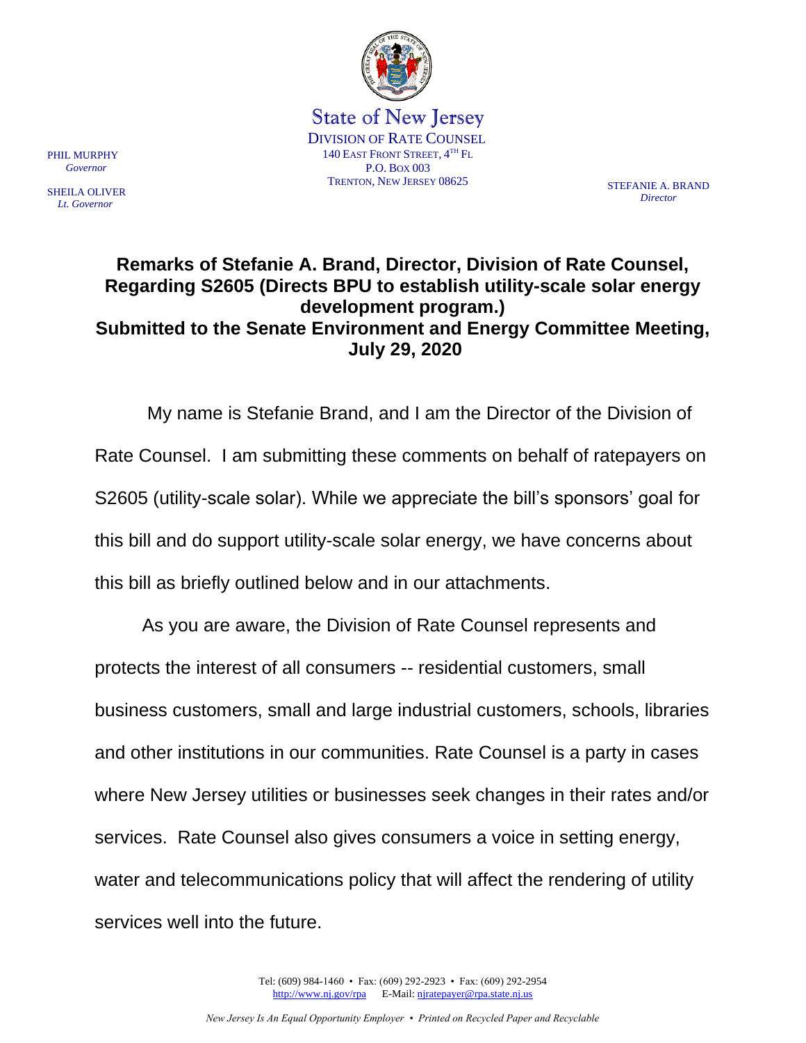State of New Jersey
DIVISION OF RATE COUNSEL
140 EAST FRONT STREET, 4TH FL
P.O. BOX 003
TRENTON, NEW JERSEY 08625

PHIL MURPHY
*Governor*

SHEILA OLIVER
*Lt. Governor*

STEFANIE A. BRAND
*Director*

# Remarks of Stefanie A. Brand, Director, Division of Rate Counsel, Regarding S2605 (Directs BPU to establish utility-scale solar energy development program.) Submitted to the Senate Environment and Energy Committee Meeting, July 29, 2020

My name is Stefanie Brand, and I am the Director of the Division of Rate Counsel. I am submitting these comments on behalf of ratepayers on S2605 (utility-scale solar). While we appreciate the bill's sponsors' goal for this bill and do support utility-scale solar energy, we have concerns about this bill as briefly outlined below and in our attachments.

As you are aware, the Division of Rate Counsel represents and protects the interest of all consumers -- residential customers, small business customers, small and large industrial customers, schools, libraries and other institutions in our communities. Rate Counsel is a party in cases where New Jersey utilities or businesses seek changes in their rates and/or services. Rate Counsel also gives consumers a voice in setting energy, water and telecommunications policy that will affect the rendering of utility services well into the future.

Tel: (609) 984-1460 • Fax: (609) 292-2923 • Fax: (609) 292-2954
http://www.nj.gov/rpa E-Mail: njratepayer@rpa.state.nj.us

*New Jersey Is An Equal Opportunity Employer • Printed on Recycled Paper and Recyclable*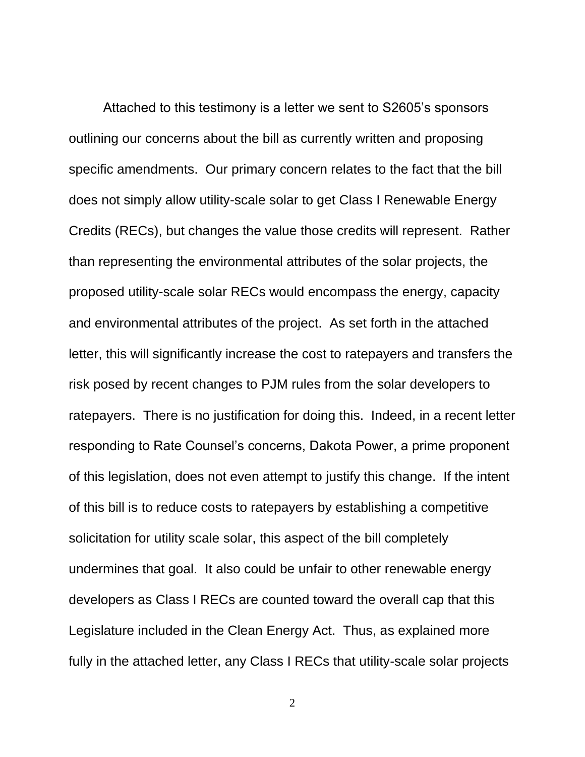Attached to this testimony is a letter we sent to S2605's sponsors outlining our concerns about the bill as currently written and proposing specific amendments. Our primary concern relates to the fact that the bill does not simply allow utility-scale solar to get Class I Renewable Energy Credits (RECs), but changes the value those credits will represent. Rather than representing the environmental attributes of the solar projects, the proposed utility-scale solar RECs would encompass the energy, capacity and environmental attributes of the project. As set forth in the attached letter, this will significantly increase the cost to ratepayers and transfers the risk posed by recent changes to PJM rules from the solar developers to ratepayers. There is no justification for doing this. Indeed, in a recent letter responding to Rate Counsel's concerns, Dakota Power, a prime proponent of this legislation, does not even attempt to justify this change. If the intent of this bill is to reduce costs to ratepayers by establishing a competitive solicitation for utility scale solar, this aspect of the bill completely undermines that goal. It also could be unfair to other renewable energy developers as Class I RECs are counted toward the overall cap that this Legislature included in the Clean Energy Act. Thus, as explained more fully in the attached letter, any Class I RECs that utility-scale solar projects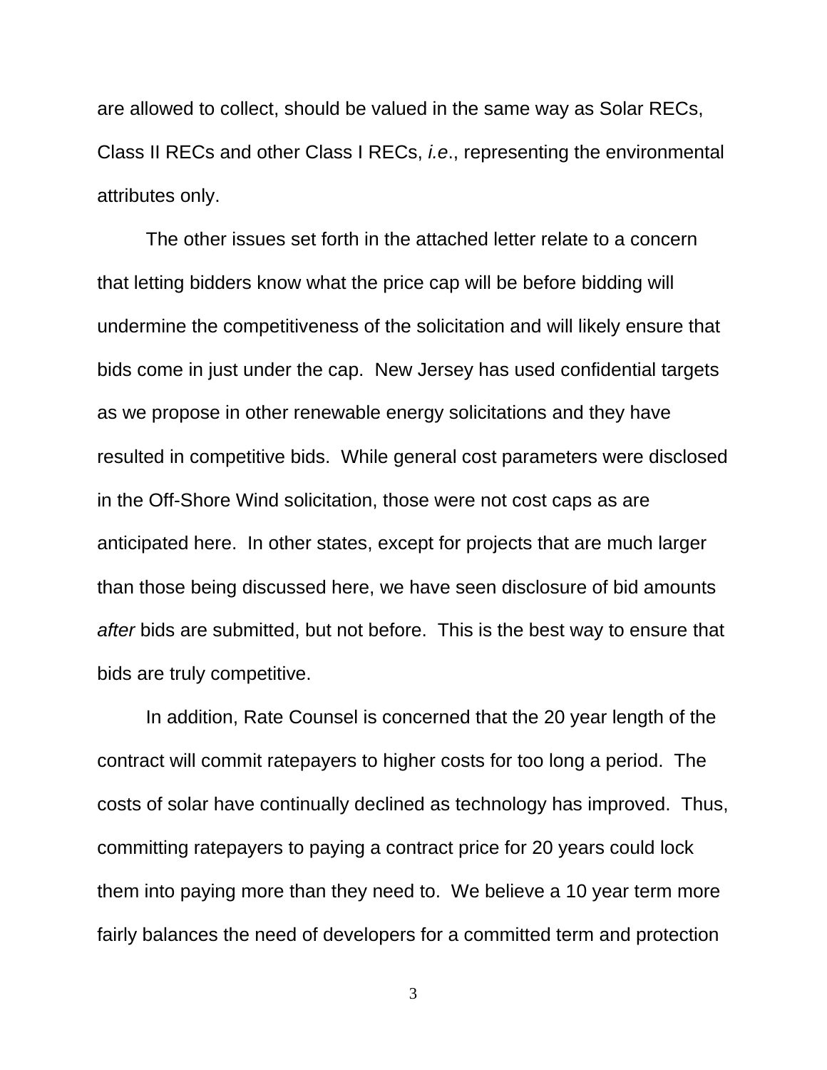are allowed to collect, should be valued in the same way as Solar RECs, Class II RECs and other Class I RECs, *i.e*., representing the environmental attributes only.

The other issues set forth in the attached letter relate to a concern that letting bidders know what the price cap will be before bidding will undermine the competitiveness of the solicitation and will likely ensure that bids come in just under the cap. New Jersey has used confidential targets as we propose in other renewable energy solicitations and they have resulted in competitive bids. While general cost parameters were disclosed in the Off-Shore Wind solicitation, those were not cost caps as are anticipated here. In other states, except for projects that are much larger than those being discussed here, we have seen disclosure of bid amounts *after* bids are submitted, but not before. This is the best way to ensure that bids are truly competitive.

In addition, Rate Counsel is concerned that the 20 year length of the contract will commit ratepayers to higher costs for too long a period. The costs of solar have continually declined as technology has improved. Thus, committing ratepayers to paying a contract price for 20 years could lock them into paying more than they need to. We believe a 10 year term more fairly balances the need of developers for a committed term and protection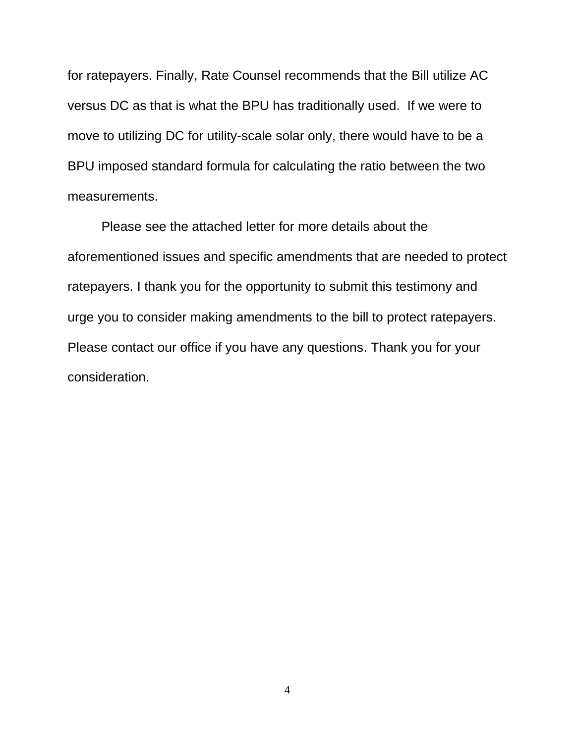for ratepayers. Finally, Rate Counsel recommends that the Bill utilize AC versus DC as that is what the BPU has traditionally used. If we were to move to utilizing DC for utility-scale solar only, there would have to be a BPU imposed standard formula for calculating the ratio between the two measurements.

Please see the attached letter for more details about the aforementioned issues and specific amendments that are needed to protect ratepayers. I thank you for the opportunity to submit this testimony and urge you to consider making amendments to the bill to protect ratepayers. Please contact our office if you have any questions. Thank you for your consideration.